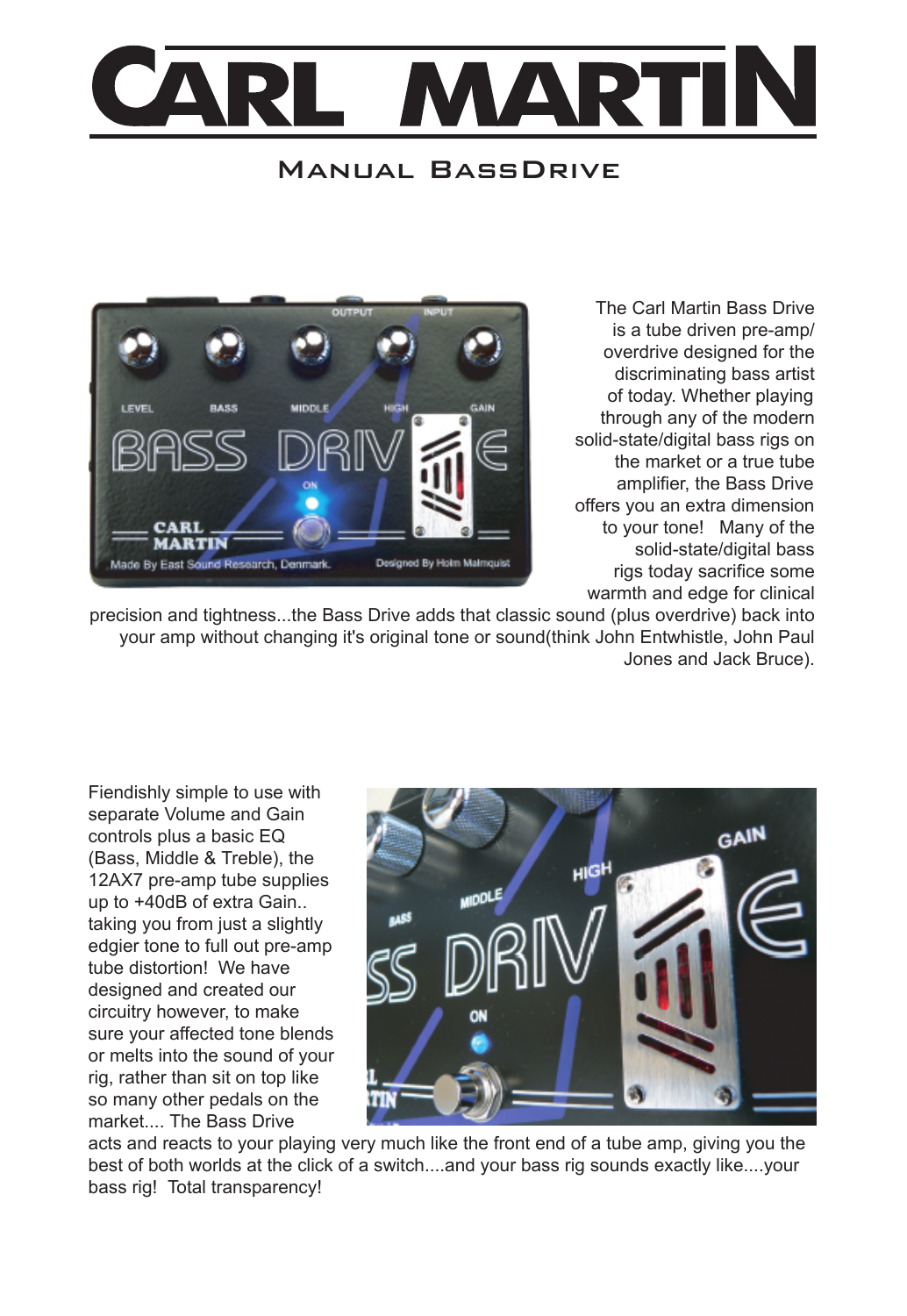# Carl Martin

## Manual BassDrive

The Carl Martin Bass Drive is a tube driven pre-amp/ overdrive designed for the discriminating bass artist of today. Whether playing through any of the modern solid-state/digital bass rigs on the market or a true tube amplifier, the Bass Drive offers you an extra dimension to your tone! Many of the solid-state/digital bass rigs today sacrifice some warmth and edge for clinical precision and tightness...the Bass Drive adds that classic sound (plus overdrive) back into your amp without changing it's original tone or sound(think John Entwhistle, John Paul Jones and Jack Bruce).

Fiendishly simple to use with separate Volume and Gain controls plus a basic EQ (Bass, Middle & Treble), the 12AX7 pre-amp tube supplies up to +40dB of extra Gain.. taking you from just a slightly edgier tone to full out pre-amp tube distortion! We have designed and created our circuitry however, to make sure your affected tone blends or melts into the sound of your rig, rather than sit on top like so many other pedals on the market.... The Bass Drive acts and reacts to your playing very much like the front end of a tube amp, giving you the best of both worlds at the click of a switch....and your bass rig sounds exactly like....your bass rig! Total transparency!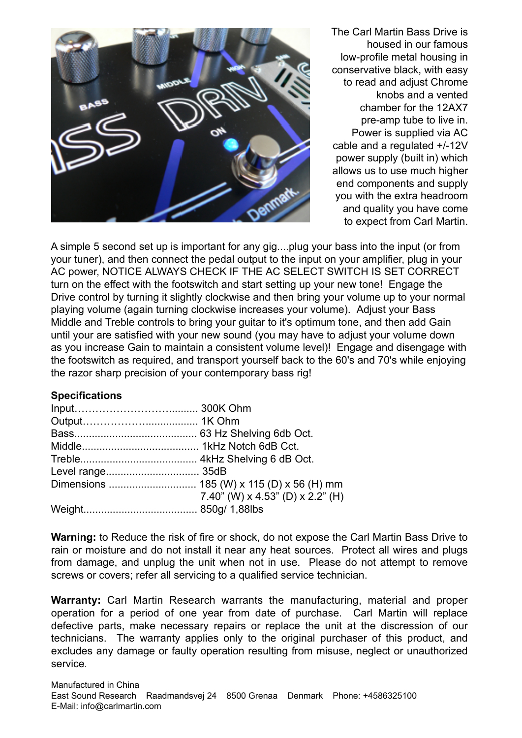The Carl Martin Bass Drive is housed in our famous low-profile metal housing in conservative black, with easy to read and adjust Chrome knobs and a vented chamber for the 12AX7 pre-amp tube to live in. Power is supplied via AC cable and a regulated +/-12V power supply (built in) which allows us to use much higher end components and supply you with the extra headroom and quality you have come to expect from Carl Martin.

A simple 5 second set up is important for any gig....plug your bass into the input (or from your tuner), and then connect the pedal output to the input on your amplifier, plug in your AC power, NOTICE ALWAYS CHECK IF THE AC SELECT SWITCH IS SET CORRECT turn on the effect with the footswitch and start setting up your new tone! Engage the Drive control by turning it slightly clockwise and then bring your volume up to your normal playing volume (again turning clockwise increases your volume). Adjust your Bass Middle and Treble controls to bring your guitar to it's optimum tone, and then add Gain until your are satisfied with your new sound (you may have to adjust your volume down as you increase Gain to maintain a consistent volume level)! Engage and disengage with the footswitch as required, and transport yourself back to the 60's and 70's while enjoying the razor sharp precision of your contemporary bass rig!

**Specifications**

| | |
|---|---|
| Input | 300K Ohm |
| Output | 1K Ohm |
| Bass | 63 Hz Shelving 6db Oct. |
| Middle | 1kHz Notch 6dB Cct. |
| Treble | 4kHz Shelving 6 dB Oct. |
| Level range | 35dB |
| Dimensions | 185 (W) x 115 (D) x 56 (H) mm<br>7.40" (W) x 4.53" (D) x 2.2" (H) |
| Weight | 850g/ 1,88lbs |

**Warning:** to Reduce the risk of fire or shock, do not expose the Carl Martin Bass Drive to rain or moisture and do not install it near any heat sources. Protect all wires and plugs from damage, and unplug the unit when not in use. Please do not attempt to remove screws or covers; refer all servicing to a qualified service technician.

**Warranty:** Carl Martin Research warrants the manufacturing, material and proper operation for a period of one year from date of purchase. Carl Martin will replace defective parts, make necessary repairs or replace the unit at the discression of our technicians. The warranty applies only to the original purchaser of this product, and excludes any damage or faulty operation resulting from misuse, neglect or unauthorized service.

Manufactured in China
East Sound Research Raadmandsvej 24 8500 Grenaa Denmark Phone: +4586325100
E-Mail: info@carlmartin.com